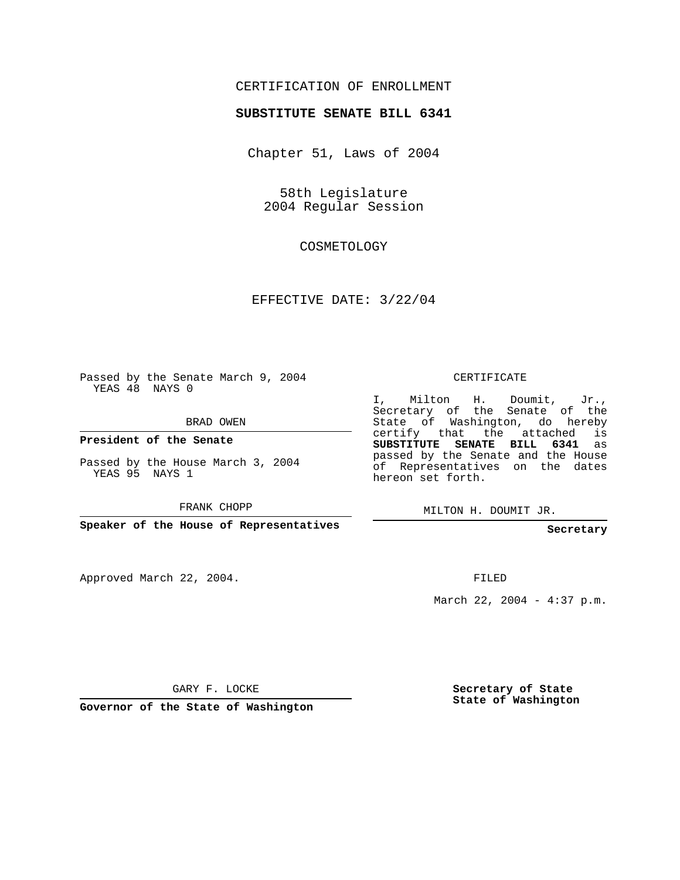CERTIFICATION OF ENROLLMENT

**SUBSTITUTE SENATE BILL 6341**

Chapter 51, Laws of 2004

58th Legislature
2004 Regular Session

COSMETOLOGY

EFFECTIVE DATE: 3/22/04

Passed by the Senate March 9, 2004
YEAS 48 NAYS 0

BRAD OWEN

**President of the Senate**

Passed by the House March 3, 2004
YEAS 95 NAYS 1

FRANK CHOPP

**Speaker of the House of Representatives**

CERTIFICATE

I, Milton H. Doumit, Jr., Secretary of the Senate of the State of Washington, do hereby certify that the attached is **SUBSTITUTE SENATE BILL 6341** as passed by the Senate and the House of Representatives on the dates hereon set forth.

MILTON H. DOUMIT JR.

**Secretary**

Approved March 22, 2004.

FILED

March 22, 2004 - 4:37 p.m.

GARY F. LOCKE

**Governor of the State of Washington**

**Secretary of State**
**State of Washington**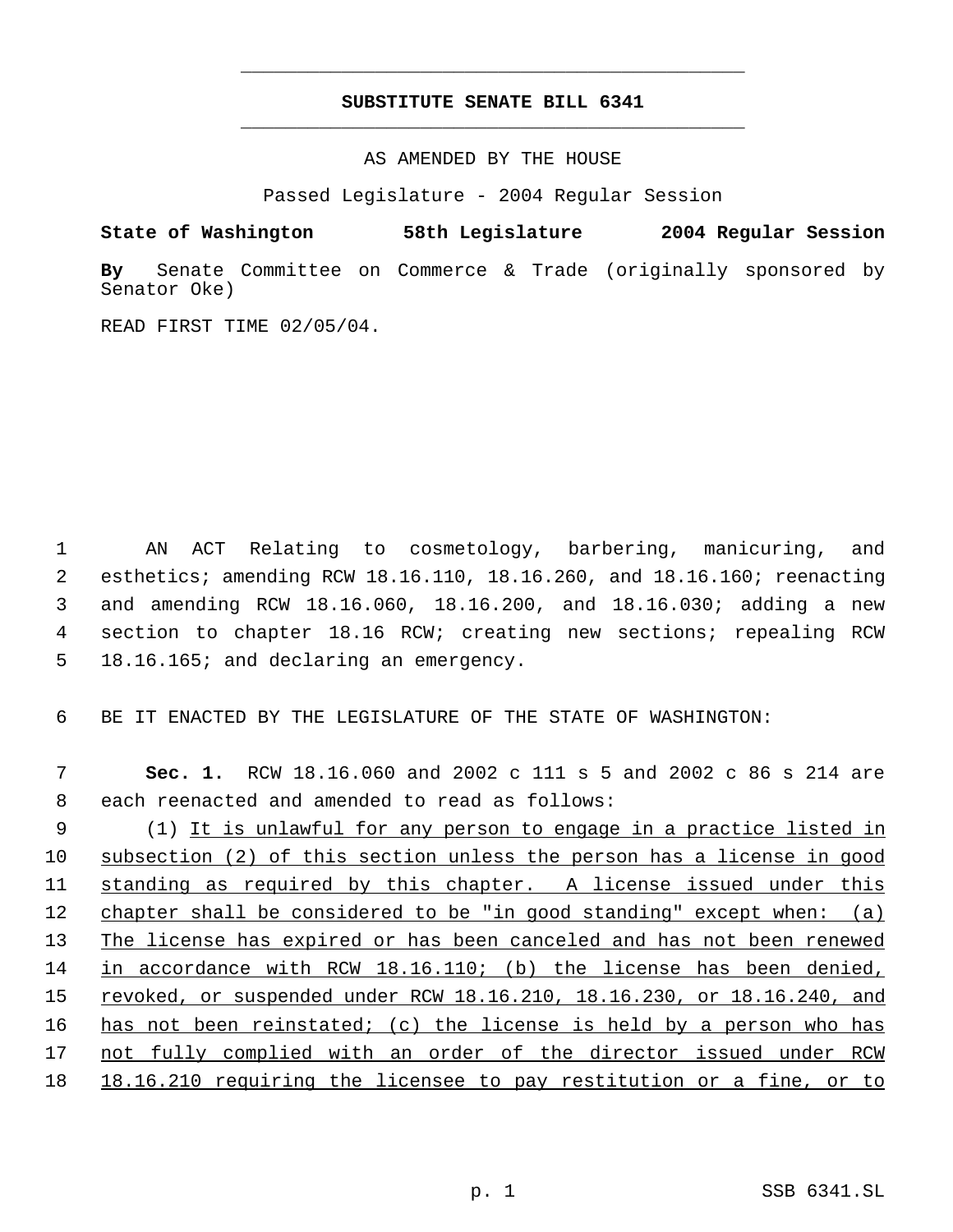# SUBSTITUTE SENATE BILL 6341

AS AMENDED BY THE HOUSE

Passed Legislature - 2004 Regular Session

**State of Washington 58th Legislature 2004 Regular Session**

**By** Senate Committee on Commerce & Trade (originally sponsored by Senator Oke)

READ FIRST TIME 02/05/04.

AN ACT Relating to cosmetology, barbering, manicuring, and esthetics; amending RCW 18.16.110, 18.16.260, and 18.16.160; reenacting and amending RCW 18.16.060, 18.16.200, and 18.16.030; adding a new section to chapter 18.16 RCW; creating new sections; repealing RCW 18.16.165; and declaring an emergency.

BE IT ENACTED BY THE LEGISLATURE OF THE STATE OF WASHINGTON:

**Sec. 1.** RCW 18.16.060 and 2002 c 111 s 5 and 2002 c 86 s 214 are each reenacted and amended to read as follows:

(1) It is unlawful for any person to engage in a practice listed in subsection (2) of this section unless the person has a license in good standing as required by this chapter. A license issued under this chapter shall be considered to be "in good standing" except when: (a) The license has expired or has been canceled and has not been renewed in accordance with RCW 18.16.110; (b) the license has been denied, revoked, or suspended under RCW 18.16.210, 18.16.230, or 18.16.240, and has not been reinstated; (c) the license is held by a person who has not fully complied with an order of the director issued under RCW 18.16.210 requiring the licensee to pay restitution or a fine, or to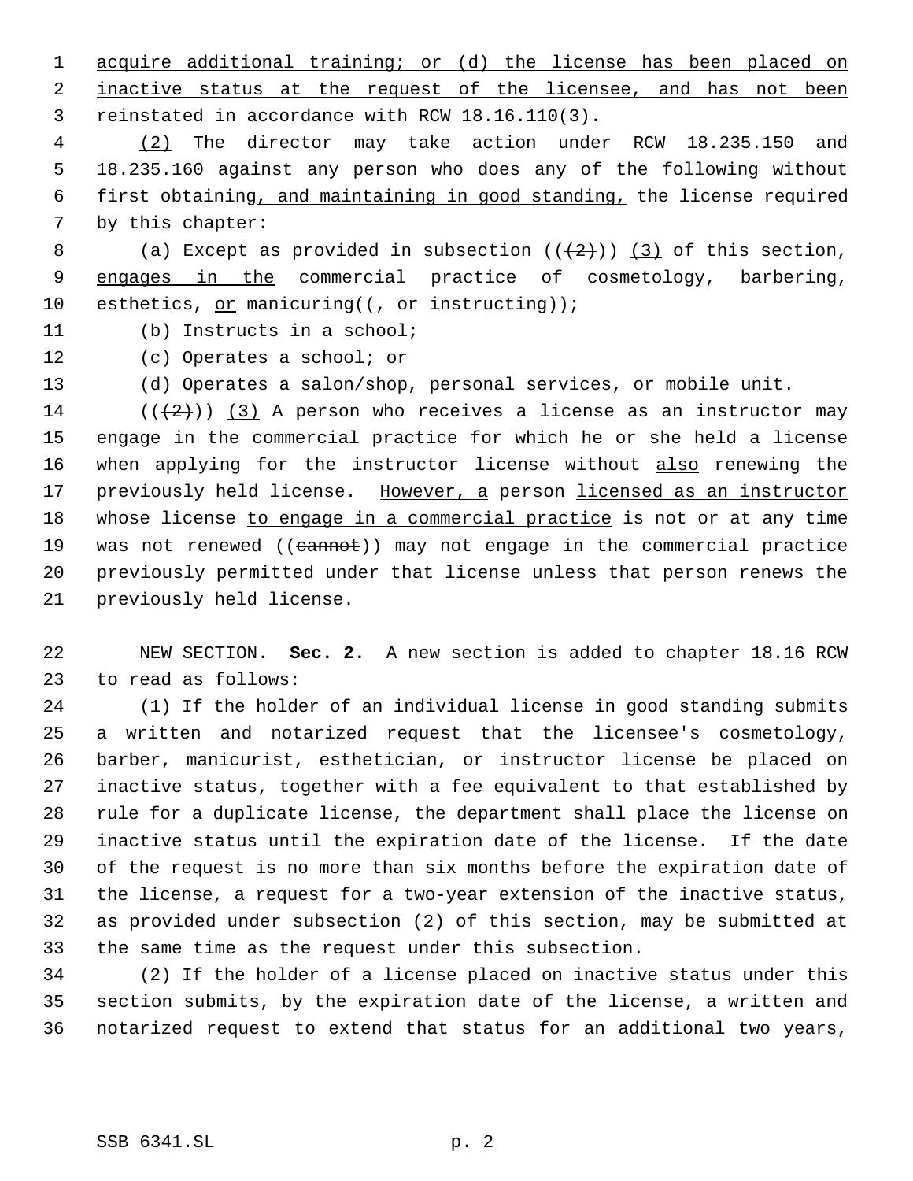acquire additional training; or (d) the license has been placed on inactive status at the request of the licensee, and has not been reinstated in accordance with RCW 18.16.110(3).

(2) The director may take action under RCW 18.235.150 and 18.235.160 against any person who does any of the following without first obtaining, and maintaining in good standing, the license required by this chapter:

(a) Except as provided in subsection ((~~(2)~~)) (3) of this section, engages in the commercial practice of cosmetology, barbering, esthetics, or manicuring((~~, or instructing~~));

(b) Instructs in a school;

(c) Operates a school; or

(d) Operates a salon/shop, personal services, or mobile unit.

((~~(2)~~)) (3) A person who receives a license as an instructor may engage in the commercial practice for which he or she held a license when applying for the instructor license without also renewing the previously held license. However, a person licensed as an instructor whose license to engage in a commercial practice is not or at any time was not renewed ((~~cannot~~)) may not engage in the commercial practice previously permitted under that license unless that person renews the previously held license.

NEW SECTION. **Sec. 2.** A new section is added to chapter 18.16 RCW to read as follows:

(1) If the holder of an individual license in good standing submits a written and notarized request that the licensee's cosmetology, barber, manicurist, esthetician, or instructor license be placed on inactive status, together with a fee equivalent to that established by rule for a duplicate license, the department shall place the license on inactive status until the expiration date of the license. If the date of the request is no more than six months before the expiration date of the license, a request for a two-year extension of the inactive status, as provided under subsection (2) of this section, may be submitted at the same time as the request under this subsection.

(2) If the holder of a license placed on inactive status under this section submits, by the expiration date of the license, a written and notarized request to extend that status for an additional two years,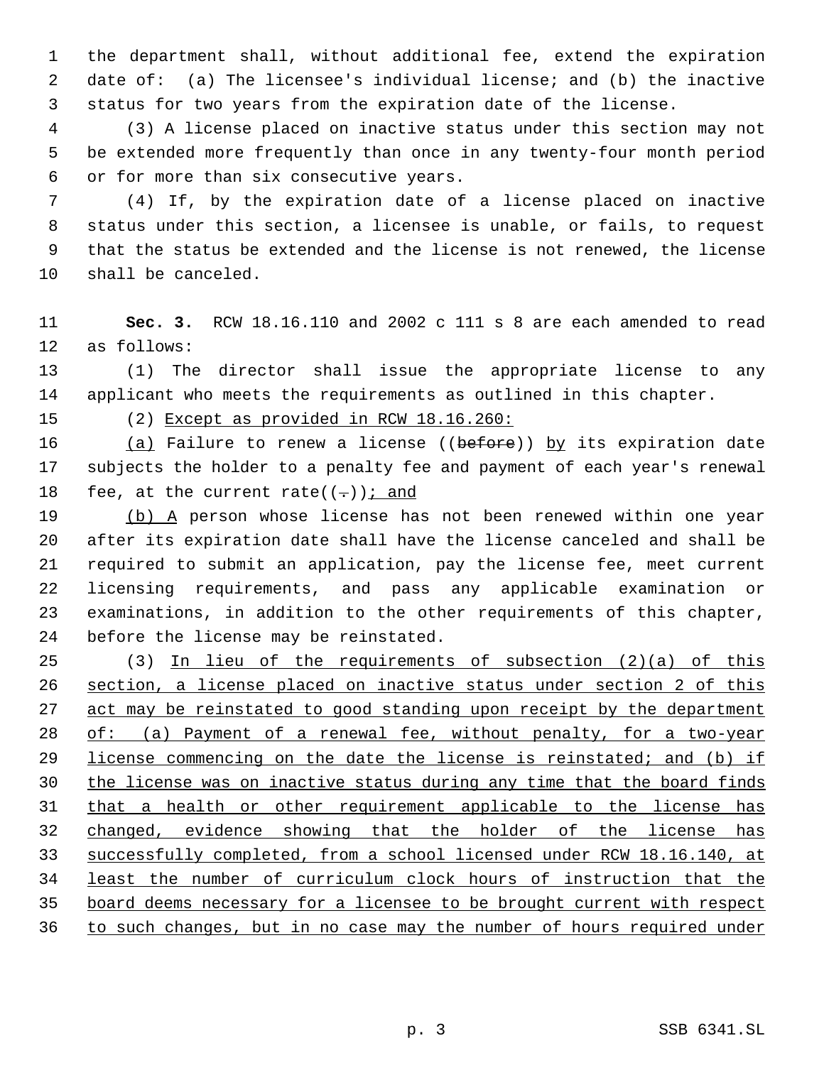the department shall, without additional fee, extend the expiration date of: (a) The licensee's individual license; and (b) the inactive status for two years from the expiration date of the license.

(3) A license placed on inactive status under this section may not be extended more frequently than once in any twenty-four month period or for more than six consecutive years.

(4) If, by the expiration date of a license placed on inactive status under this section, a licensee is unable, or fails, to request that the status be extended and the license is not renewed, the license shall be canceled.

**Sec. 3.** RCW 18.16.110 and 2002 c 111 s 8 are each amended to read as follows:

(1) The director shall issue the appropriate license to any applicant who meets the requirements as outlined in this chapter.

(2) Except as provided in RCW 18.16.260:

(a) Failure to renew a license ((~~before~~)) by its expiration date subjects the holder to a penalty fee and payment of each year's renewal fee, at the current rate((~~.~~)); and

(b) A person whose license has not been renewed within one year after its expiration date shall have the license canceled and shall be required to submit an application, pay the license fee, meet current licensing requirements, and pass any applicable examination or examinations, in addition to the other requirements of this chapter, before the license may be reinstated.

(3) In lieu of the requirements of subsection (2)(a) of this section, a license placed on inactive status under section 2 of this act may be reinstated to good standing upon receipt by the department of: (a) Payment of a renewal fee, without penalty, for a two-year license commencing on the date the license is reinstated; and (b) if the license was on inactive status during any time that the board finds that a health or other requirement applicable to the license has changed, evidence showing that the holder of the license has successfully completed, from a school licensed under RCW 18.16.140, at least the number of curriculum clock hours of instruction that the board deems necessary for a licensee to be brought current with respect to such changes, but in no case may the number of hours required under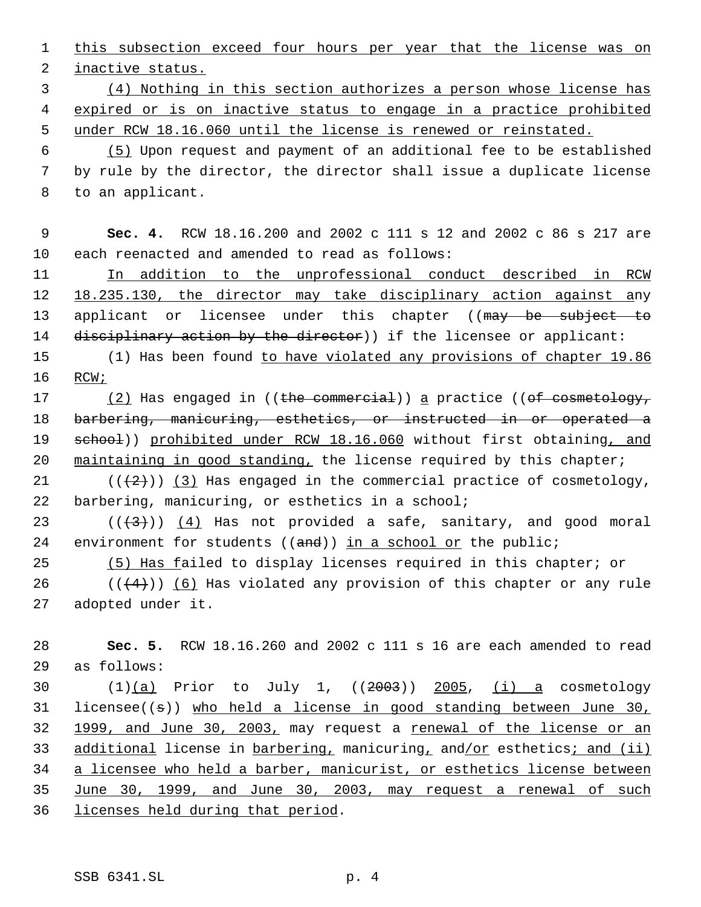this subsection exceed four hours per year that the license was on inactive status.

(4) Nothing in this section authorizes a person whose license has expired or is on inactive status to engage in a practice prohibited under RCW 18.16.060 until the license is renewed or reinstated.

(5) Upon request and payment of an additional fee to be established by rule by the director, the director shall issue a duplicate license to an applicant.

**Sec. 4.** RCW 18.16.200 and 2002 c 111 s 12 and 2002 c 86 s 217 are each reenacted and amended to read as follows:

In addition to the unprofessional conduct described in RCW 18.235.130, the director may take disciplinary action against any applicant or licensee under this chapter ((may be subject to disciplinary action by the director)) if the licensee or applicant:

(1) Has been found to have violated any provisions of chapter 19.86 RCW;

(2) Has engaged in ((the commercial)) a practice ((of cosmetology, barbering, manicuring, esthetics, or instructed in or operated a school)) prohibited under RCW 18.16.060 without first obtaining, and maintaining in good standing, the license required by this chapter;

(((2))) (3) Has engaged in the commercial practice of cosmetology, barbering, manicuring, or esthetics in a school;

(((3))) (4) Has not provided a safe, sanitary, and good moral environment for students ((and)) in a school or the public;

(5) Has failed to display licenses required in this chapter; or

(((4))) (6) Has violated any provision of this chapter or any rule adopted under it.

**Sec. 5.** RCW 18.16.260 and 2002 c 111 s 16 are each amended to read as follows:

(1)(a) Prior to July 1, ((2003)) 2005, (i) a cosmetology licensee((s)) who held a license in good standing between June 30, 1999, and June 30, 2003, may request a renewal of the license or an additional license in barbering, manicuring, and/or esthetics; and (ii) a licensee who held a barber, manicurist, or esthetics license between June 30, 1999, and June 30, 2003, may request a renewal of such licenses held during that period.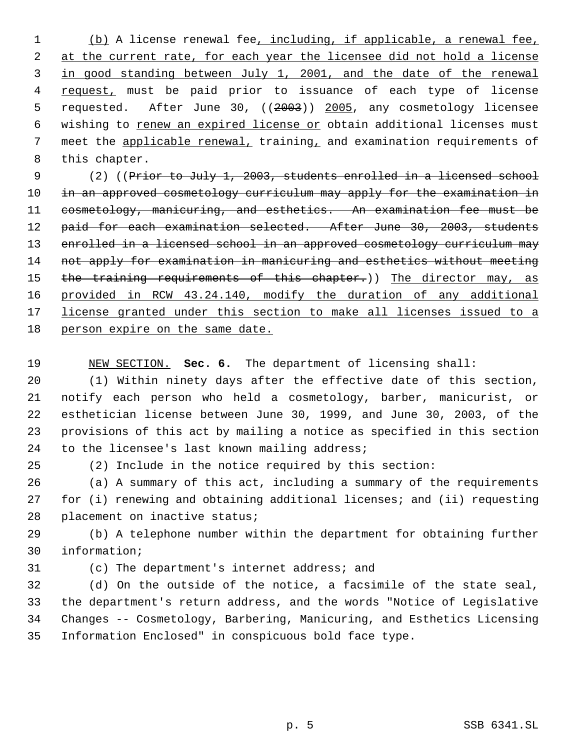(b) A license renewal fee, including, if applicable, a renewal fee, at the current rate, for each year the licensee did not hold a license in good standing between July 1, 2001, and the date of the renewal request, must be paid prior to issuance of each type of license requested. After June 30, ((2003)) 2005, any cosmetology licensee wishing to renew an expired license or obtain additional licenses must meet the applicable renewal, training, and examination requirements of this chapter.

(2) ((Prior to July 1, 2003, students enrolled in a licensed school in an approved cosmetology curriculum may apply for the examination in cosmetology, manicuring, and esthetics. An examination fee must be paid for each examination selected. After June 30, 2003, students enrolled in a licensed school in an approved cosmetology curriculum may not apply for examination in manicuring and esthetics without meeting the training requirements of this chapter.)) The director may, as provided in RCW 43.24.140, modify the duration of any additional license granted under this section to make all licenses issued to a person expire on the same date.

NEW SECTION. **Sec. 6.** The department of licensing shall:

(1) Within ninety days after the effective date of this section, notify each person who held a cosmetology, barber, manicurist, or esthetician license between June 30, 1999, and June 30, 2003, of the provisions of this act by mailing a notice as specified in this section to the licensee's last known mailing address;

(2) Include in the notice required by this section:

(a) A summary of this act, including a summary of the requirements for (i) renewing and obtaining additional licenses; and (ii) requesting placement on inactive status;

(b) A telephone number within the department for obtaining further information;

(c) The department's internet address; and

(d) On the outside of the notice, a facsimile of the state seal, the department's return address, and the words "Notice of Legislative Changes -- Cosmetology, Barbering, Manicuring, and Esthetics Licensing Information Enclosed" in conspicuous bold face type.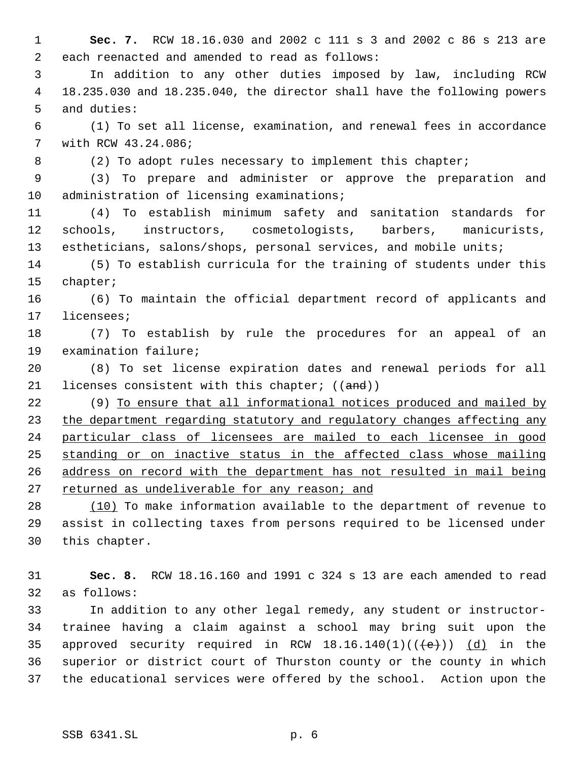**Sec. 7.** RCW 18.16.030 and 2002 c 111 s 3 and 2002 c 86 s 213 are each reenacted and amended to read as follows:

In addition to any other duties imposed by law, including RCW 18.235.030 and 18.235.040, the director shall have the following powers and duties:

(1) To set all license, examination, and renewal fees in accordance with RCW 43.24.086;

(2) To adopt rules necessary to implement this chapter;

(3) To prepare and administer or approve the preparation and administration of licensing examinations;

(4) To establish minimum safety and sanitation standards for schools, instructors, cosmetologists, barbers, manicurists, estheticians, salons/shops, personal services, and mobile units;

(5) To establish curricula for the training of students under this chapter;

(6) To maintain the official department record of applicants and licensees;

(7) To establish by rule the procedures for an appeal of an examination failure;

(8) To set license expiration dates and renewal periods for all licenses consistent with this chapter; ((~~and~~))

(9) <u>To ensure that all informational notices produced and mailed by the department regarding statutory and regulatory changes affecting any particular class of licensees are mailed to each licensee in good standing or on inactive status in the affected class whose mailing address on record with the department has not resulted in mail being returned as undeliverable for any reason; and</u>

<u>(10)</u> To make information available to the department of revenue to assist in collecting taxes from persons required to be licensed under this chapter.

**Sec. 8.** RCW 18.16.160 and 1991 c 324 s 13 are each amended to read as follows:

In addition to any other legal remedy, any student or instructor-trainee having a claim against a school may bring suit upon the approved security required in RCW 18.16.140(1)((~~(e)~~)) <u>(d)</u> in the superior or district court of Thurston county or the county in which the educational services were offered by the school. Action upon the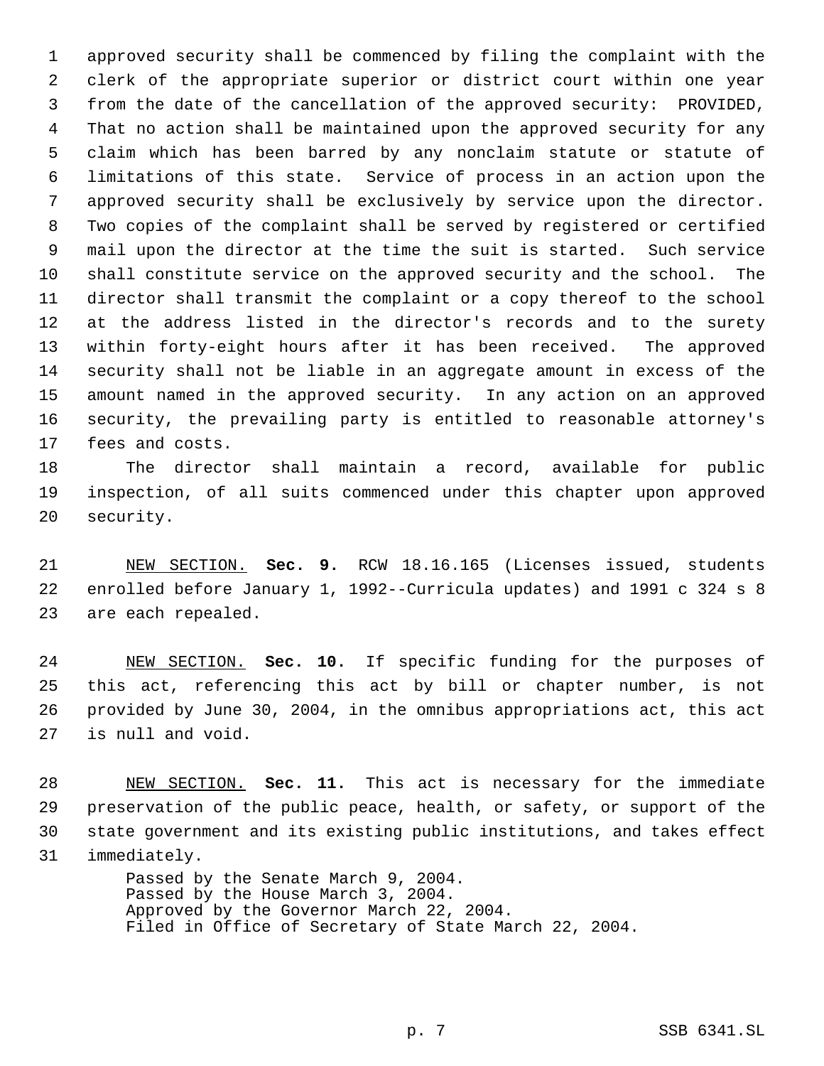approved security shall be commenced by filing the complaint with the clerk of the appropriate superior or district court within one year from the date of the cancellation of the approved security: PROVIDED, That no action shall be maintained upon the approved security for any claim which has been barred by any nonclaim statute or statute of limitations of this state. Service of process in an action upon the approved security shall be exclusively by service upon the director. Two copies of the complaint shall be served by registered or certified mail upon the director at the time the suit is started. Such service shall constitute service on the approved security and the school. The director shall transmit the complaint or a copy thereof to the school at the address listed in the director's records and to the surety within forty-eight hours after it has been received. The approved security shall not be liable in an aggregate amount in excess of the amount named in the approved security. In any action on an approved security, the prevailing party is entitled to reasonable attorney's fees and costs.

The director shall maintain a record, available for public inspection, of all suits commenced under this chapter upon approved security.

NEW SECTION. **Sec. 9.** RCW 18.16.165 (Licenses issued, students enrolled before January 1, 1992--Curricula updates) and 1991 c 324 s 8 are each repealed.

NEW SECTION. **Sec. 10.** If specific funding for the purposes of this act, referencing this act by bill or chapter number, is not provided by June 30, 2004, in the omnibus appropriations act, this act is null and void.

NEW SECTION. **Sec. 11.** This act is necessary for the immediate preservation of the public peace, health, or safety, or support of the state government and its existing public institutions, and takes effect immediately.

Passed by the Senate March 9, 2004.
Passed by the House March 3, 2004.
Approved by the Governor March 22, 2004.
Filed in Office of Secretary of State March 22, 2004.